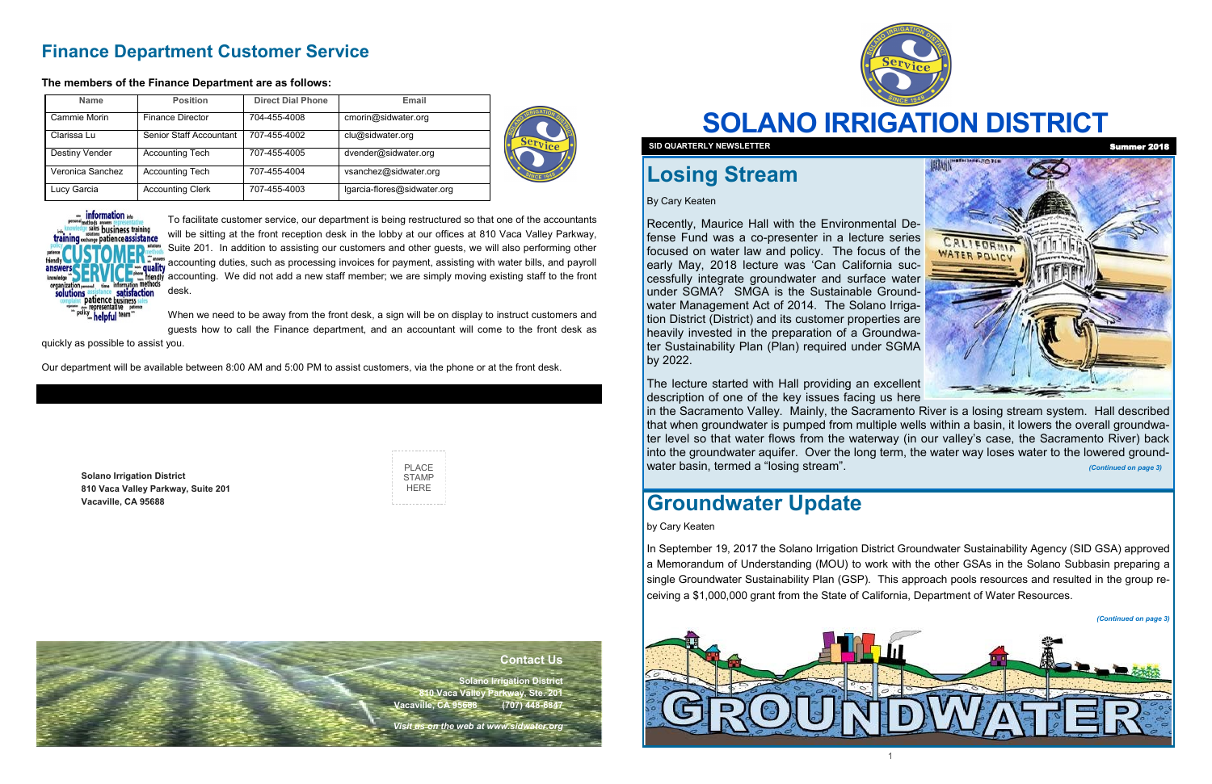## Finance Department Customer Service

**The members of the Finance Department are as follows:**

| Name | Position | Direct Dial Phone | Email |
|---|---|---|---|
| Cammie Morin | Finance Director | 704-455-4008 | cmorin@sidwater.org |
| Clarissa Lu | Senior Staff Accountant | 707-455-4002 | clu@sidwater.org |
| Destiny Vender | Accounting Tech | 707-455-4005 | dvender@sidwater.org |
| Veronica Sanchez | Accounting Tech | 707-455-4004 | vsanchez@sidwater.org |
| Lucy Garcia | Accounting Clerk | 707-455-4003 | lgarcia-flores@sidwater.org |

To facilitate customer service, our department is being restructured so that one of the accountants will be sitting at the front reception desk in the lobby at our offices at 810 Vaca Valley Parkway, Suite 201. In addition to assisting our customers and other guests, we will also performing other accounting duties, such as processing invoices for payment, assisting with water bills, and payroll accounting. We did not add a new staff member; we are simply moving existing staff to the front desk.

When we need to be away from the front desk, a sign will be on display to instruct customers and guests how to call the Finance department, and an accountant will come to the front desk as quickly as possible to assist you.

Our department will be available between 8:00 AM and 5:00 PM to assist customers, via the phone or at the front desk.

**Solano Irrigation District**
**810 Vaca Valley Parkway, Suite 201**
**Vacaville, CA 95688**

PLACE STAMP HERE

**Contact Us**

**Solano Irrigation District**
**810 Vaca Valley Parkway, Ste. 201**
**Vacaville, CA 95688 (707) 448-6847**

***Visit us on the web at www.sidwater.org***

# SOLANO IRRIGATION DISTRICT

**SID QUARTERLY NEWSLETTER** **Summer 2018**

## Losing Stream

By Cary Keaten

Recently, Maurice Hall with the Environmental Defense Fund was a co-presenter in a lecture series focused on water law and policy. The focus of the early May, 2018 lecture was 'Can California successfully integrate groundwater and surface water under SGMA? SMGA is the Sustainable Groundwater Management Act of 2014. The Solano Irrigation District (District) and its customer properties are heavily invested in the preparation of a Groundwater Sustainability Plan (Plan) required under SGMA by 2022.

The lecture started with Hall providing an excellent description of one of the key issues facing us here in the Sacramento Valley. Mainly, the Sacramento River is a losing stream system. Hall described that when groundwater is pumped from multiple wells within a basin, it lowers the overall groundwater level so that water flows from the waterway (in our valley's case, the Sacramento River) back into the groundwater aquifer. Over the long term, the water way loses water to the lowered groundwater basin, termed a "losing stream".

*(Continued on page 3)*

## Groundwater Update

by Cary Keaten

In September 19, 2017 the Solano Irrigation District Groundwater Sustainability Agency (SID GSA) approved a Memorandum of Understanding (MOU) to work with the other GSAs in the Solano Subbasin preparing a single Groundwater Sustainability Plan (GSP). This approach pools resources and resulted in the group receiving a $1,000,000 grant from the State of California, Department of Water Resources.

*(Continued on page 3)*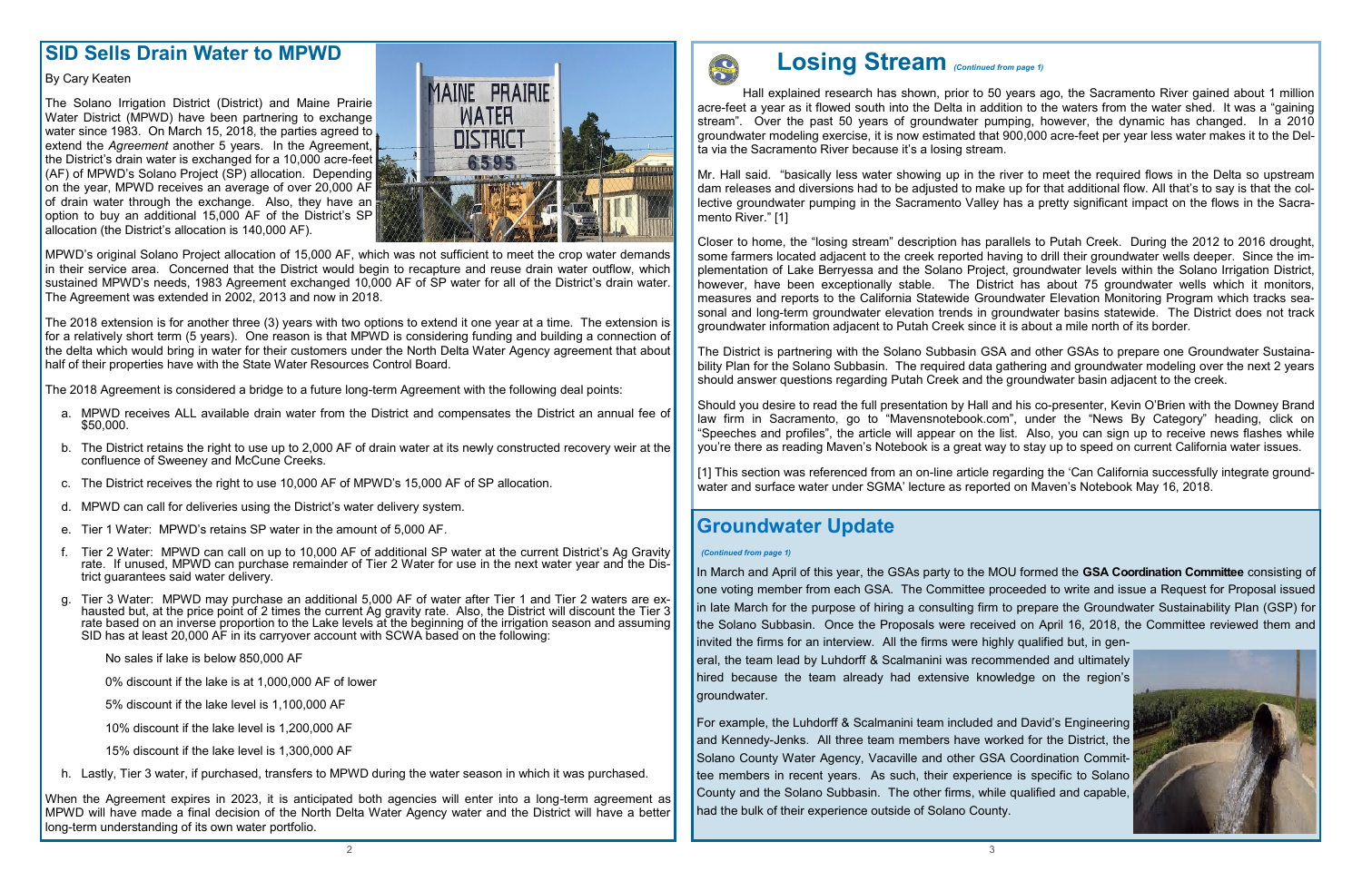## SID Sells Drain Water to MPWD

By Cary Keaten

The Solano Irrigation District (District) and Maine Prairie Water District (MPWD) have been partnering to exchange water since 1983. On March 15, 2018, the parties agreed to extend the *Agreement* another 5 years. In the Agreement, the District's drain water is exchanged for a 10,000 acre-feet (AF) of MPWD's Solano Project (SP) allocation. Depending on the year, MPWD receives an average of over 20,000 AF of drain water through the exchange. Also, they have an option to buy an additional 15,000 AF of the District's SP allocation (the District's allocation is 140,000 AF).

MPWD's original Solano Project allocation of 15,000 AF, which was not sufficient to meet the crop water demands in their service area. Concerned that the District would begin to recapture and reuse drain water outflow, which sustained MPWD's needs, 1983 Agreement exchanged 10,000 AF of SP water for all of the District's drain water. The Agreement was extended in 2002, 2013 and now in 2018.

The 2018 extension is for another three (3) years with two options to extend it one year at a time. The extension is for a relatively short term (5 years). One reason is that MPWD is considering funding and building a connection of the delta which would bring in water for their customers under the North Delta Water Agency agreement that about half of their properties have with the State Water Resources Control Board.

The 2018 Agreement is considered a bridge to a future long-term Agreement with the following deal points:

a. MPWD receives ALL available drain water from the District and compensates the District an annual fee of $50,000.

b. The District retains the right to use up to 2,000 AF of drain water at its newly constructed recovery weir at the confluence of Sweeney and McCune Creeks.

c. The District receives the right to use 10,000 AF of MPWD's 15,000 AF of SP allocation.

d. MPWD can call for deliveries using the District's water delivery system.

e. Tier 1 Water: MPWD's retains SP water in the amount of 5,000 AF.

f. Tier 2 Water: MPWD can call on up to 10,000 AF of additional SP water at the current District's Ag Gravity rate. If unused, MPWD can purchase remainder of Tier 2 Water for use in the next water year and the District guarantees said water delivery.

g. Tier 3 Water: MPWD may purchase an additional 5,000 AF of water after Tier 1 and Tier 2 waters are exhausted but, at the price point of 2 times the current Ag gravity rate. Also, the District will discount the Tier 3 rate based on an inverse proportion to the Lake levels at the beginning of the irrigation season and assuming SID has at least 20,000 AF in its carryover account with SCWA based on the following:

   No sales if lake is below 850,000 AF

   0% discount if the lake is at 1,000,000 AF of lower

   5% discount if the lake level is 1,100,000 AF

   10% discount if the lake level is 1,200,000 AF

   15% discount if the lake level is 1,300,000 AF

h. Lastly, Tier 3 water, if purchased, transfers to MPWD during the water season in which it was purchased.

When the Agreement expires in 2023, it is anticipated both agencies will enter into a long-term agreement as MPWD will have made a final decision of the North Delta Water Agency water and the District will have a better long-term understanding of its own water portfolio.

## Losing Stream *(Continued from page 1)*

Hall explained research has shown, prior to 50 years ago, the Sacramento River gained about 1 million acre-feet a year as it flowed south into the Delta in addition to the waters from the water shed. It was a "gaining stream". Over the past 50 years of groundwater pumping, however, the dynamic has changed. In a 2010 groundwater modeling exercise, it is now estimated that 900,000 acre-feet per year less water makes it to the Delta via the Sacramento River because it's a losing stream.

Mr. Hall said. "basically less water showing up in the river to meet the required flows in the Delta so upstream dam releases and diversions had to be adjusted to make up for that additional flow. All that's to say is that the collective groundwater pumping in the Sacramento Valley has a pretty significant impact on the flows in the Sacramento River." [1]

Closer to home, the "losing stream" description has parallels to Putah Creek. During the 2012 to 2016 drought, some farmers located adjacent to the creek reported having to drill their groundwater wells deeper. Since the implementation of Lake Berryessa and the Solano Project, groundwater levels within the Solano Irrigation District, however, have been exceptionally stable. The District has about 75 groundwater wells which it monitors, measures and reports to the California Statewide Groundwater Elevation Monitoring Program which tracks seasonal and long-term groundwater elevation trends in groundwater basins statewide. The District does not track groundwater information adjacent to Putah Creek since it is about a mile north of its border.

The District is partnering with the Solano Subbasin GSA and other GSAs to prepare one Groundwater Sustainability Plan for the Solano Subbasin. The required data gathering and groundwater modeling over the next 2 years should answer questions regarding Putah Creek and the groundwater basin adjacent to the creek.

Should you desire to read the full presentation by Hall and his co-presenter, Kevin O'Brien with the Downey Brand law firm in Sacramento, go to "Mavensnotebook.com", under the "News By Category" heading, click on "Speeches and profiles", the article will appear on the list. Also, you can sign up to receive news flashes while you're there as reading Maven's Notebook is a great way to stay up to speed on current California water issues.

[1] This section was referenced from an on-line article regarding the 'Can California successfully integrate groundwater and surface water under SGMA' lecture as reported on Maven's Notebook May 16, 2018.

## Groundwater Update

*(Continued from page 1)*

In March and April of this year, the GSAs party to the MOU formed the **GSA Coordination Committee** consisting of one voting member from each GSA. The Committee proceeded to write and issue a Request for Proposal issued in late March for the purpose of hiring a consulting firm to prepare the Groundwater Sustainability Plan (GSP) for the Solano Subbasin. Once the Proposals were received on April 16, 2018, the Committee reviewed them and invited the firms for an interview. All the firms were highly qualified but, in general, the team lead by Luhdorff & Scalmanini was recommended and ultimately hired because the team already had extensive knowledge on the region's groundwater.

For example, the Luhdorff & Scalmanini team included and David's Engineering and Kennedy-Jenks. All three team members have worked for the District, the Solano County Water Agency, Vacaville and other GSA Coordination Committee members in recent years. As such, their experience is specific to Solano County and the Solano Subbasin. The other firms, while qualified and capable, had the bulk of their experience outside of Solano County.